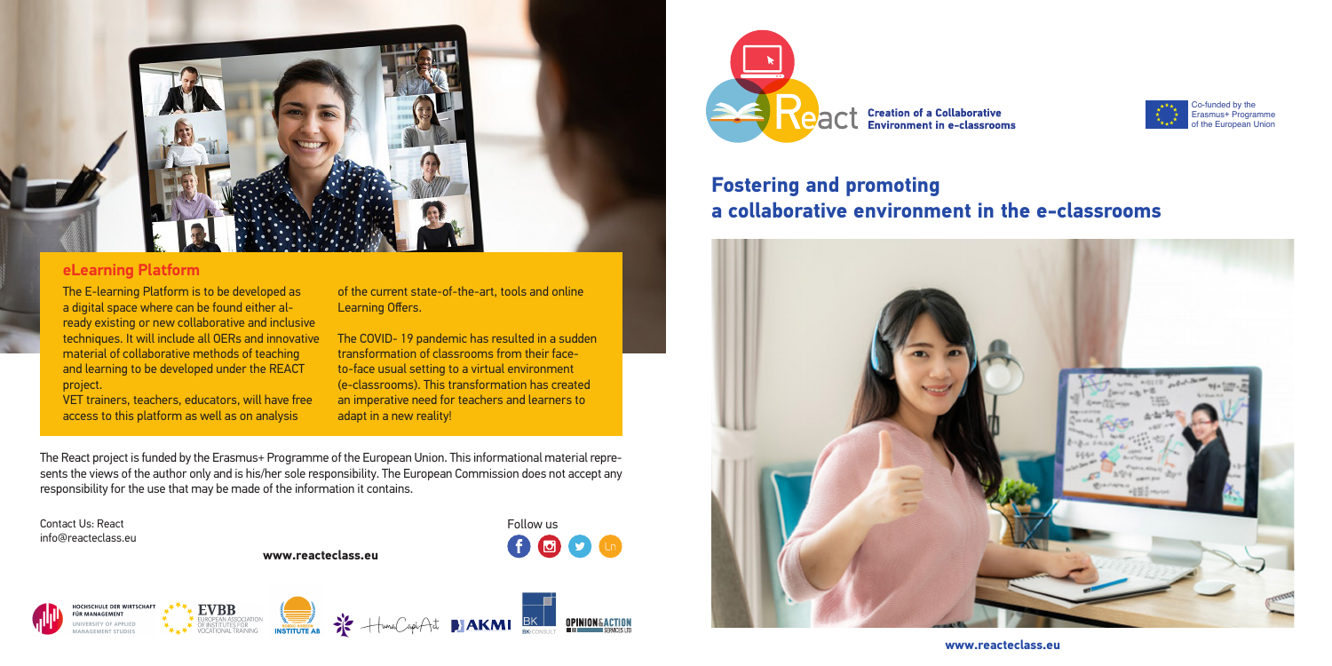# eLearning Platform

The E-learning Platform is to be developed as a digital space where can be found either already existing or new collaborative and inclusive techniques. It will include all OERs and innovative material of collaborative methods of teaching and learning to be developed under the REACT project.

VET trainers, teachers, educators, will have free access to this platform as well as on analysis of the current state-of-the-art, tools and online Learning Offers.

The COVID- 19 pandemic has resulted in a sudden transformation of classrooms from their face-to-face usual setting to a virtual environment (e-classrooms). This transformation has created an imperative need for teachers and learners to adapt in a new reality!

The React project is funded by the Erasmus+ Programme of the European Union. This informational material represents the views of the author only and is his/her sole responsibility. The European Commission does not accept any responsibility for the use that may be made of the information it contains.

Contact Us: React
info@reacteclass.eu

Follow us

**www.reacteclass.eu**

HOCHSCHULE DER WIRTSCHAFT FÜR MANAGEMENT UNIVERSITY OF APPLIED MANAGEMENT STUDIES

EVBB EUROPEAN ASSOCIATION OF INSTITUTES FOR VOCATIONAL TRAINING

INSTITUTE AB

HumaCapiAct

AKMI

BK CONSULT

OPINION&ACTION SERVICES LTD

React Creation of a Collaborative Environment in e-classrooms

Co-funded by the Erasmus+ Programme of the European Union

## Fostering and promoting a collaborative environment in the e-classrooms

**www.reacteclass.eu**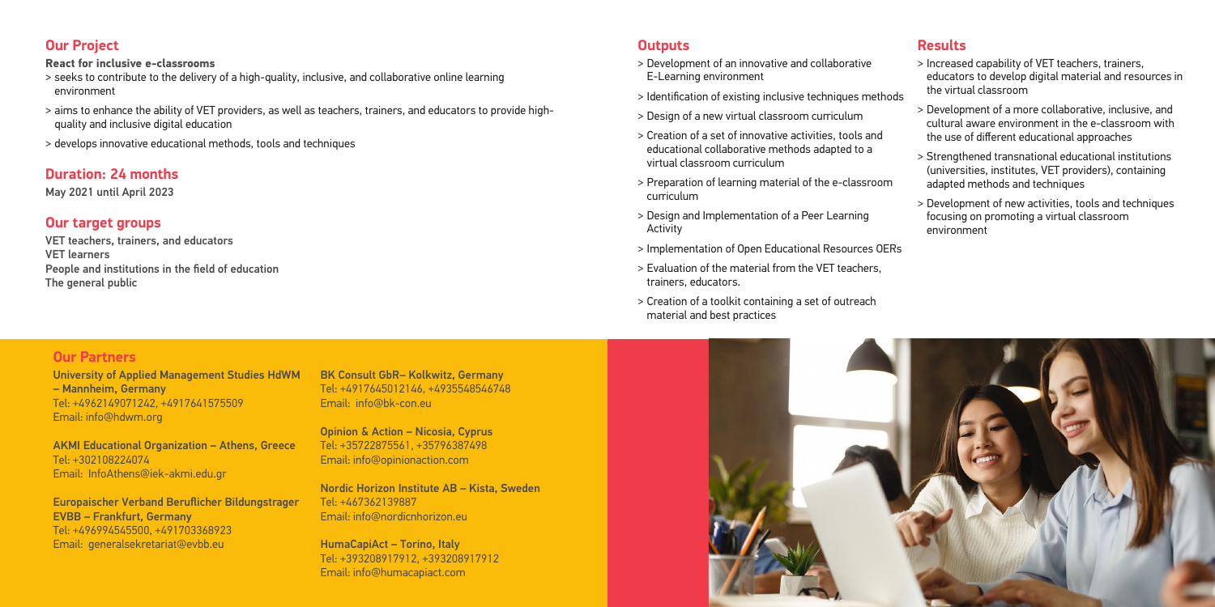## Our Project

**React for inclusive e-classrooms**

> seeks to contribute to the delivery of a high-quality, inclusive, and collaborative online learning environment

> aims to enhance the ability of VET providers, as well as teachers, trainers, and educators to provide high-quality and inclusive digital education

> develops innovative educational methods, tools and techniques

## Duration: 24 months

May 2021 until April 2023

## Our target groups

VET teachers, trainers, and educators
VET learners
People and institutions in the field of education
The general public

## Outputs

> Development of an innovative and collaborative E-Learning environment

> Identification of existing inclusive techniques methods

> Design of a new virtual classroom curriculum

> Creation of a set of innovative activities, tools and educational collaborative methods adapted to a virtual classroom curriculum

> Preparation of learning material of the e-classroom curriculum

> Design and Implementation of a Peer Learning Activity

> Implementation of Open Educational Resources OERs

> Evaluation of the material from the VET teachers, trainers, educators.

> Creation of a toolkit containing a set of outreach material and best practices

## Results

> Increased capability of VET teachers, trainers, educators to develop digital material and resources in the virtual classroom

> Development of a more collaborative, inclusive, and cultural aware environment in the e-classroom with the use of different educational approaches

> Strengthened transnational educational institutions (universities, institutes, VET providers), containing adapted methods and techniques

> Development of new activities, tools and techniques focusing on promoting a virtual classroom environment

## Our Partners

University of Applied Management Studies HdWM – Mannheim, Germany
Tel: +4962149071242, +4917641575509
Email: info@hdwm.org

AKMI Educational Organization – Athens, Greece
Tel: +302108224074
Email: InfoAthens@iek-akmi.edu.gr

Europaischer Verband Beruflicher Bildungstrager EVBB – Frankfurt, Germany
Tel: +496994545500, +491703368923
Email: generalsekretariat@evbb.eu

BK Consult GbR– Kolkwitz, Germany
Tel: +4917645012146, +4935548546748
Email: info@bk-con.eu

Opinion & Action – Nicosia, Cyprus
Tel: +35722875561, +35796387498
Email: info@opinionaction.com

Nordic Horizon Institute AB – Kista, Sweden
Tel: +467362139887
Email: info@nordicnhorizon.eu

HumaCapiAct – Torino, Italy
Tel: +393208917912, +393208917912
Email: info@humacapiact.com